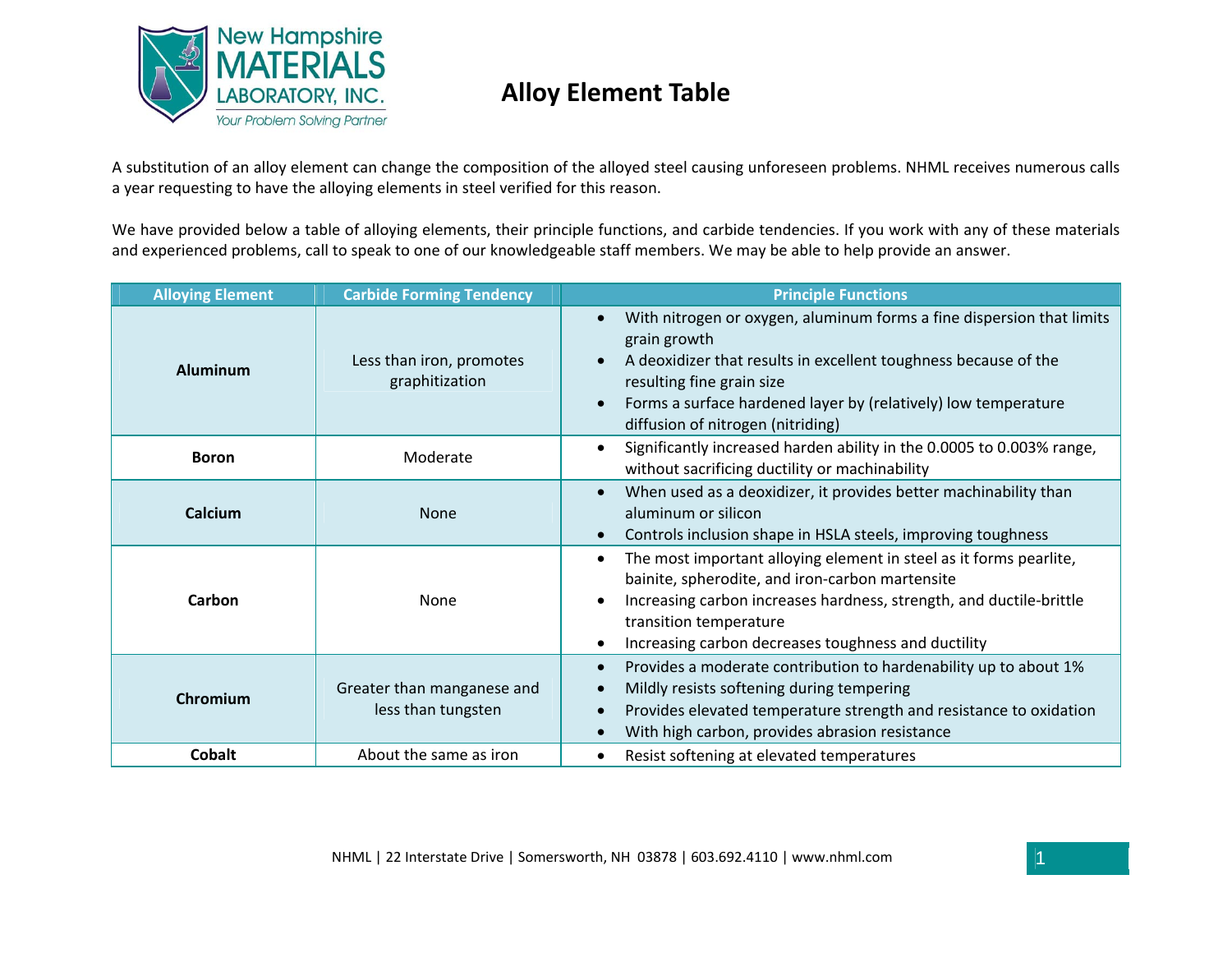New Hampshire MATERIALS LABORATORY, INC.
*Your Problem Solving Partner*

# Alloy Element Table

A substitution of an alloy element can change the composition of the alloyed steel causing unforeseen problems. NHML receives numerous calls a year requesting to have the alloying elements in steel verified for this reason.

We have provided below a table of alloying elements, their principle functions, and carbide tendencies. If you work with any of these materials and experienced problems, call to speak to one of our knowledgeable staff members. We may be able to help provide an answer.

| Alloying Element | Carbide Forming Tendency | Principle Functions |
|---|---|---|
| **Aluminum** | Less than iron, promotes graphitization | • With nitrogen or oxygen, aluminum forms a fine dispersion that limits grain growth<br>• A deoxidizer that results in excellent toughness because of the resulting fine grain size<br>• Forms a surface hardened layer by (relatively) low temperature diffusion of nitrogen (nitriding) |
| **Boron** | Moderate | • Significantly increased harden ability in the 0.0005 to 0.003% range, without sacrificing ductility or machinability |
| **Calcium** | None | • When used as a deoxidizer, it provides better machinability than aluminum or silicon<br>• Controls inclusion shape in HSLA steels, improving toughness |
| **Carbon** | None | • The most important alloying element in steel as it forms pearlite, bainite, spherodite, and iron-carbon martensite<br>• Increasing carbon increases hardness, strength, and ductile-brittle transition temperature<br>• Increasing carbon decreases toughness and ductility |
| **Chromium** | Greater than manganese and less than tungsten | • Provides a moderate contribution to hardenability up to about 1%<br>• Mildly resists softening during tempering<br>• Provides elevated temperature strength and resistance to oxidation<br>• With high carbon, provides abrasion resistance |
| **Cobalt** | About the same as iron | • Resist softening at elevated temperatures |

NHML | 22 Interstate Drive | Somersworth, NH 03878 | 603.692.4110 | www.nhml.com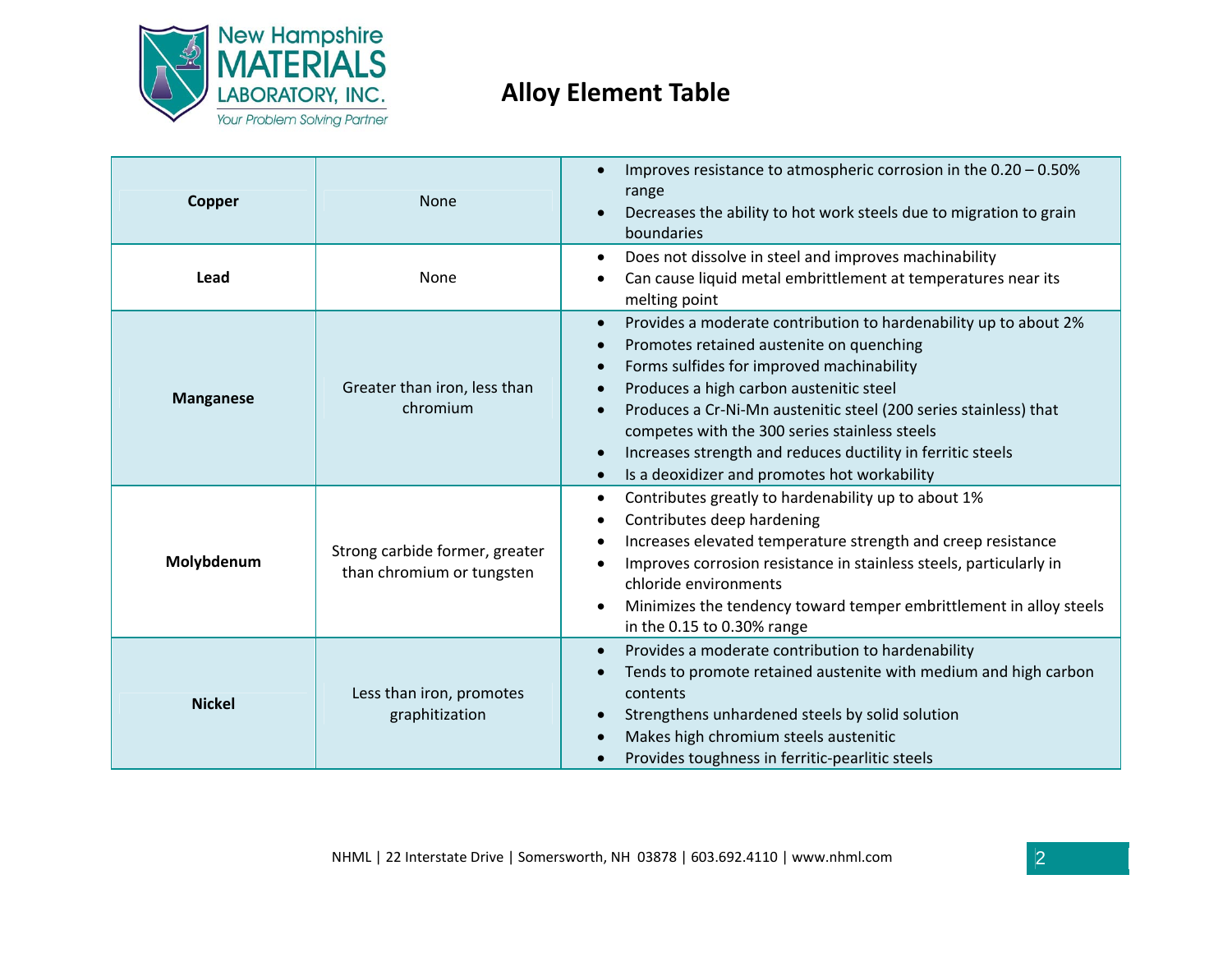# Alloy Element Table

| | | |
|---|---|---|
| **Copper** | None | • Improves resistance to atmospheric corrosion in the 0.20 – 0.50% range<br>• Decreases the ability to hot work steels due to migration to grain boundaries |
| **Lead** | None | • Does not dissolve in steel and improves machinability<br>• Can cause liquid metal embrittlement at temperatures near its melting point |
| **Manganese** | Greater than iron, less than chromium | • Provides a moderate contribution to hardenability up to about 2%<br>• Promotes retained austenite on quenching<br>• Forms sulfides for improved machinability<br>• Produces a high carbon austenitic steel<br>• Produces a Cr-Ni-Mn austenitic steel (200 series stainless) that competes with the 300 series stainless steels<br>• Increases strength and reduces ductility in ferritic steels<br>• Is a deoxidizer and promotes hot workability |
| **Molybdenum** | Strong carbide former, greater than chromium or tungsten | • Contributes greatly to hardenability up to about 1%<br>• Contributes deep hardening<br>• Increases elevated temperature strength and creep resistance<br>• Improves corrosion resistance in stainless steels, particularly in chloride environments<br>• Minimizes the tendency toward temper embrittlement in alloy steels in the 0.15 to 0.30% range |
| **Nickel** | Less than iron, promotes graphitization | • Provides a moderate contribution to hardenability<br>• Tends to promote retained austenite with medium and high carbon contents<br>• Strengthens unhardened steels by solid solution<br>• Makes high chromium steels austenitic<br>• Provides toughness in ferritic-pearlitic steels |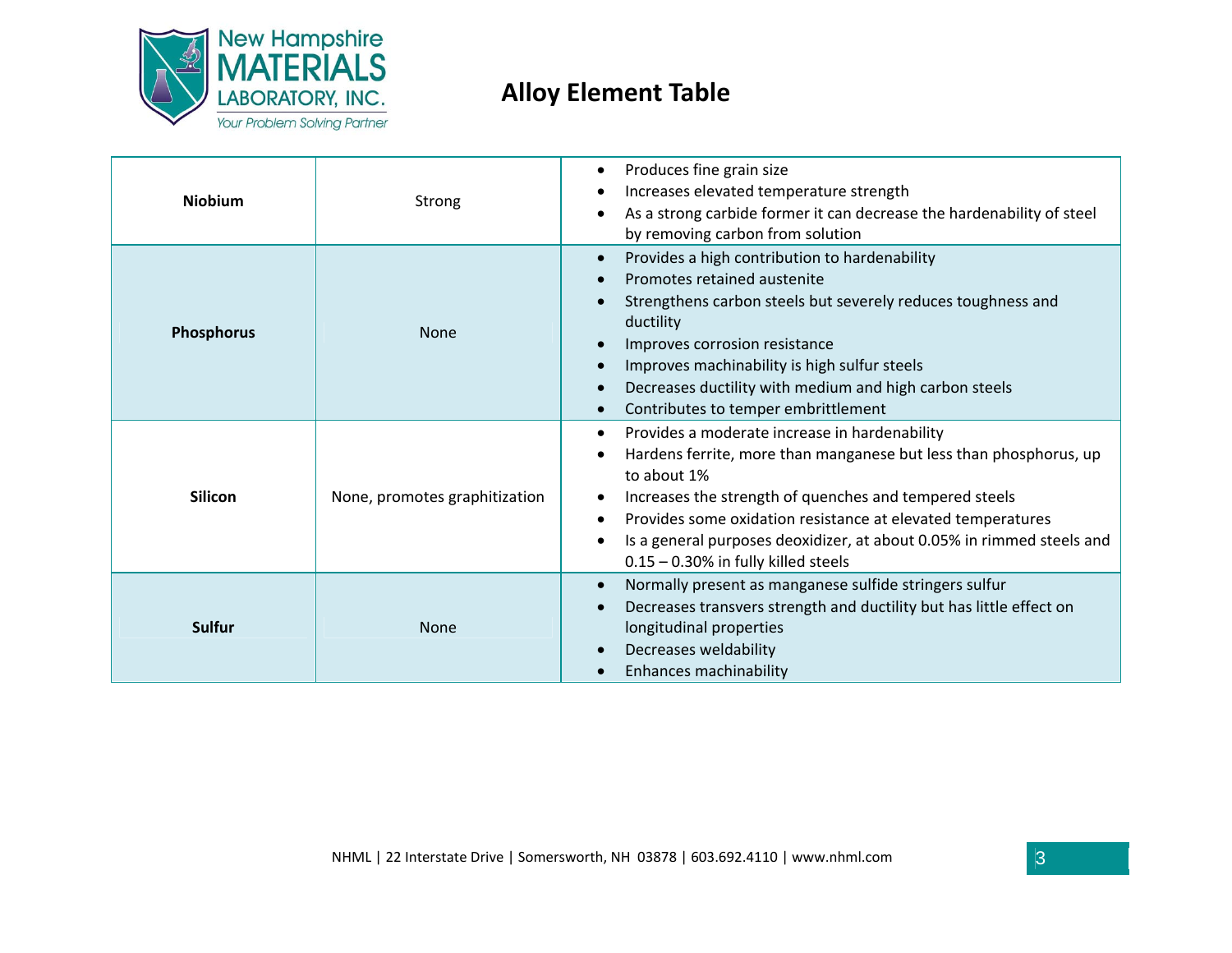# Alloy Element Table

| | | |
|---|---|---|
| **Niobium** | Strong | • Produces fine grain size<br>• Increases elevated temperature strength<br>• As a strong carbide former it can decrease the hardenability of steel by removing carbon from solution |
| **Phosphorus** | None | • Provides a high contribution to hardenability<br>• Promotes retained austenite<br>• Strengthens carbon steels but severely reduces toughness and ductility<br>• Improves corrosion resistance<br>• Improves machinability is high sulfur steels<br>• Decreases ductility with medium and high carbon steels<br>• Contributes to temper embrittlement |
| **Silicon** | None, promotes graphitization | • Provides a moderate increase in hardenability<br>• Hardens ferrite, more than manganese but less than phosphorus, up to about 1%<br>• Increases the strength of quenches and tempered steels<br>• Provides some oxidation resistance at elevated temperatures<br>• Is a general purposes deoxidizer, at about 0.05% in rimmed steels and 0.15 – 0.30% in fully killed steels |
| **Sulfur** | None | • Normally present as manganese sulfide stringers sulfur<br>• Decreases transvers strength and ductility but has little effect on longitudinal properties<br>• Decreases weldability<br>• Enhances machinability |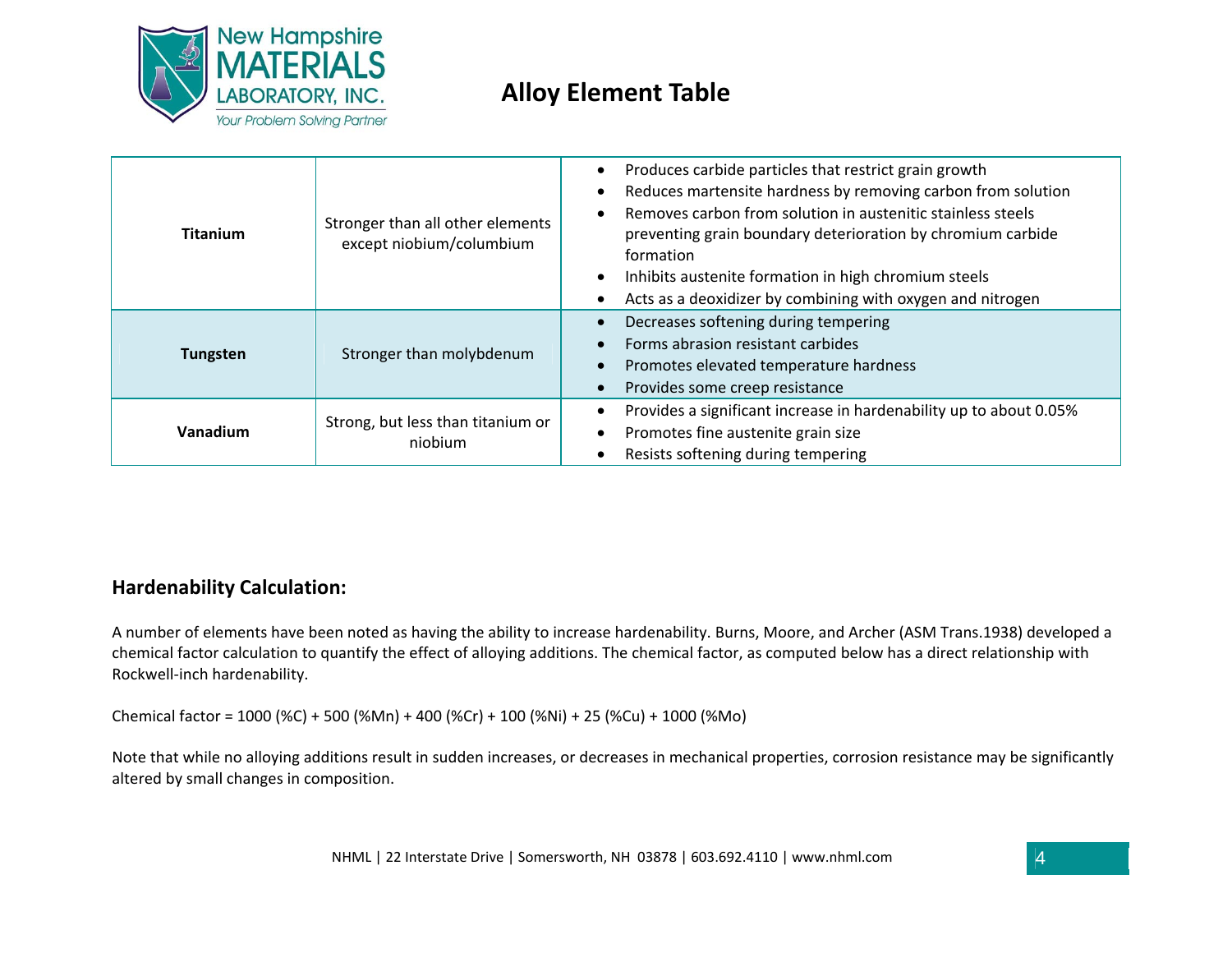## Alloy Element Table

| | | |
|---|---|---|
| **Titanium** | Stronger than all other elements except niobium/columbium | • Produces carbide particles that restrict grain growth<br>• Reduces martensite hardness by removing carbon from solution<br>• Removes carbon from solution in austenitic stainless steels preventing grain boundary deterioration by chromium carbide formation<br>• Inhibits austenite formation in high chromium steels<br>• Acts as a deoxidizer by combining with oxygen and nitrogen |
| **Tungsten** | Stronger than molybdenum | • Decreases softening during tempering<br>• Forms abrasion resistant carbides<br>• Promotes elevated temperature hardness<br>• Provides some creep resistance |
| **Vanadium** | Strong, but less than titanium or niobium | • Provides a significant increase in hardenability up to about 0.05%<br>• Promotes fine austenite grain size<br>• Resists softening during tempering |

### Hardenability Calculation:

A number of elements have been noted as having the ability to increase hardenability. Burns, Moore, and Archer (ASM Trans.1938) developed a chemical factor calculation to quantify the effect of alloying additions. The chemical factor, as computed below has a direct relationship with Rockwell-inch hardenability.

Chemical factor = 1000 (%C) + 500 (%Mn) + 400 (%Cr) + 100 (%Ni) + 25 (%Cu) + 1000 (%Mo)

Note that while no alloying additions result in sudden increases, or decreases in mechanical properties, corrosion resistance may be significantly altered by small changes in composition.